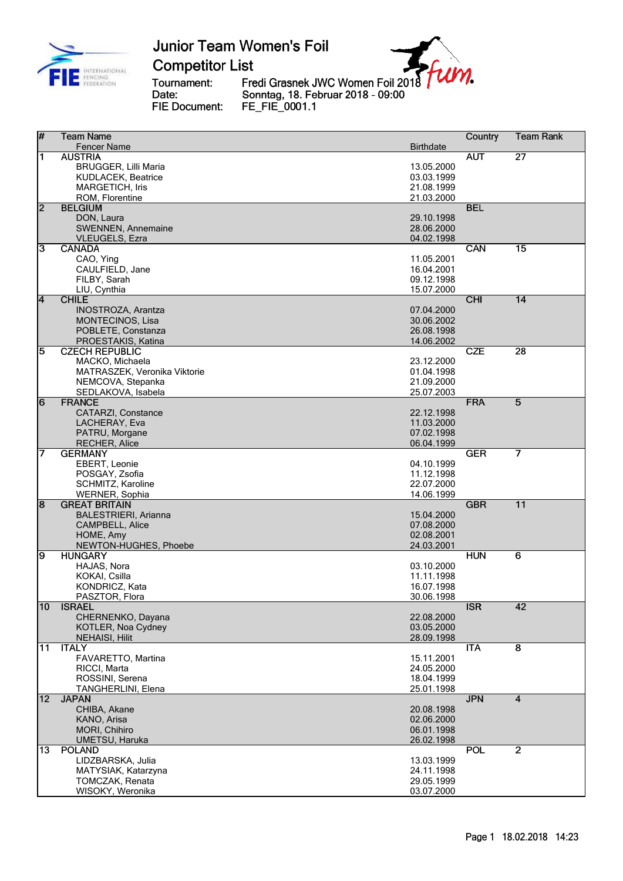# Junior Team Women's Foil

## Competitor List

Tournament: Fredi Grasnek JWC Women Foil 2018
Date: Sonntag, 18. Februar 2018 - 09:00
FIE Document: FE_FIE_0001.1

| # | Team Name / Fencer Name | Birthdate | Country | Team Rank |
|---|---|---|---|---|
| 1 | AUSTRIA | | AUT | 27 |
| | BRUGGER, Lilli Maria | 13.05.2000 | | |
| | KUDLACEK, Beatrice | 03.03.1999 | | |
| | MARGETICH, Iris | 21.08.1999 | | |
| | ROM, Florentine | 21.03.2000 | | |
| 2 | BELGIUM | | BEL | |
| | DON, Laura | 29.10.1998 | | |
| | SWENNEN, Annemaine | 28.06.2000 | | |
| | VLEUGELS, Ezra | 04.02.1998 | | |
| 3 | CANADA | | CAN | 15 |
| | CAO, Ying | 11.05.2001 | | |
| | CAULFIELD, Jane | 16.04.2001 | | |
| | FILBY, Sarah | 09.12.1998 | | |
| | LIU, Cynthia | 15.07.2000 | | |
| 4 | CHILE | | CHI | 14 |
| | INOSTROZA, Arantza | 07.04.2000 | | |
| | MONTECINOS, Lisa | 30.06.2002 | | |
| | POBLETE, Constanza | 26.08.1998 | | |
| | PROESTAKIS, Katina | 14.06.2002 | | |
| 5 | CZECH REPUBLIC | | CZE | 28 |
| | MACKO, Michaela | 23.12.2000 | | |
| | MATRASZEK, Veronika Viktorie | 01.04.1998 | | |
| | NEMCOVA, Stepanka | 21.09.2000 | | |
| | SEDLAKOVA, Isabela | 25.07.2003 | | |
| 6 | FRANCE | | FRA | 5 |
| | CATARZI, Constance | 22.12.1998 | | |
| | LACHERAY, Eva | 11.03.2000 | | |
| | PATRU, Morgane | 07.02.1998 | | |
| | RECHER, Alice | 06.04.1999 | | |
| 7 | GERMANY | | GER | 7 |
| | EBERT, Leonie | 04.10.1999 | | |
| | POSGAY, Zsofia | 11.12.1998 | | |
| | SCHMITZ, Karoline | 22.07.2000 | | |
| | WERNER, Sophia | 14.06.1999 | | |
| 8 | GREAT BRITAIN | | GBR | 11 |
| | BALESTRIERI, Arianna | 15.04.2000 | | |
| | CAMPBELL, Alice | 07.08.2000 | | |
| | HOME, Amy | 02.08.2001 | | |
| | NEWTON-HUGHES, Phoebe | 24.03.2001 | | |
| 9 | HUNGARY | | HUN | 6 |
| | HAJAS, Nora | 03.10.2000 | | |
| | KOKAI, Csilla | 11.11.1998 | | |
| | KONDRICZ, Kata | 16.07.1998 | | |
| | PASZTOR, Flora | 30.06.1998 | | |
| 10 | ISRAEL | | ISR | 42 |
| | CHERNENKO, Dayana | 22.08.2000 | | |
| | KOTLER, Noa Cydney | 03.05.2000 | | |
| | NEHAISI, Hilit | 28.09.1998 | | |
| 11 | ITALY | | ITA | 8 |
| | FAVARETTO, Martina | 15.11.2001 | | |
| | RICCI, Marta | 24.05.2000 | | |
| | ROSSINI, Serena | 18.04.1999 | | |
| | TANGHERLINI, Elena | 25.01.1998 | | |
| 12 | JAPAN | | JPN | 4 |
| | CHIBA, Akane | 20.08.1998 | | |
| | KANO, Arisa | 02.06.2000 | | |
| | MORI, Chihiro | 06.01.1998 | | |
| | UMETSU, Haruka | 26.02.1998 | | |
| 13 | POLAND | | POL | 2 |
| | LIDZBARSKA, Julia | 13.03.1999 | | |
| | MATYSIAK, Katarzyna | 24.11.1998 | | |
| | TOMCZAK, Renata | 29.05.1999 | | |
| | WISOKY, Weronika | 03.07.2000 | | |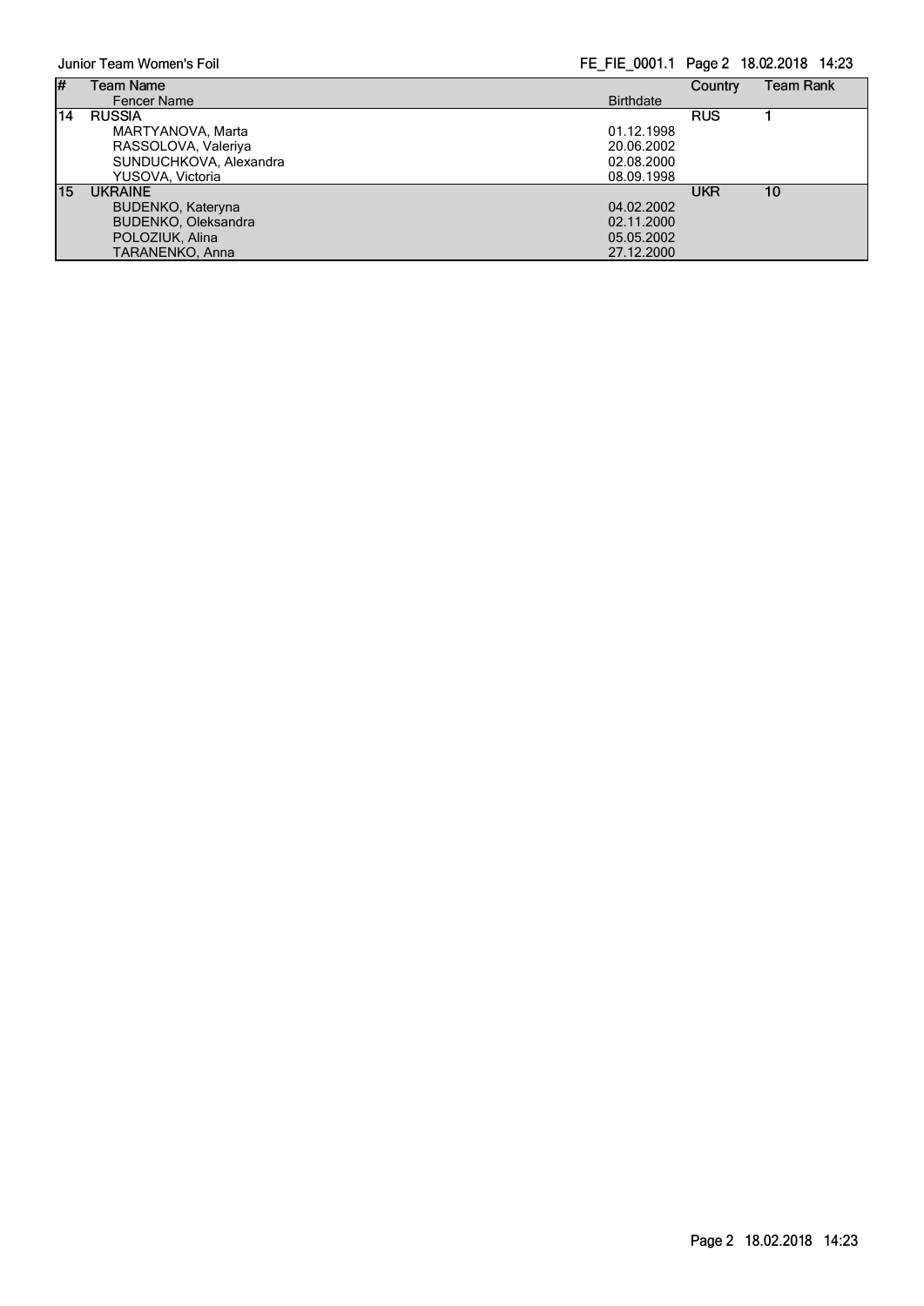| # | Team Name / Fencer Name | Birthdate | Country | Team Rank |
|---|---|---|---|---|
| 14 | RUSSIA | | RUS | 1 |
| | MARTYANOVA, Marta | 01.12.1998 | | |
| | RASSOLOVA, Valeriya | 20.06.2002 | | |
| | SUNDUCHKOVA, Alexandra | 02.08.2000 | | |
| | YUSOVA, Victoria | 08.09.1998 | | |
| 15 | UKRAINE | | UKR | 10 |
| | BUDENKO, Kateryna | 04.02.2002 | | |
| | BUDENKO, Oleksandra | 02.11.2000 | | |
| | POLOZIUK, Alina | 05.05.2002 | | |
| | TARANENKO, Anna | 27.12.2000 | | |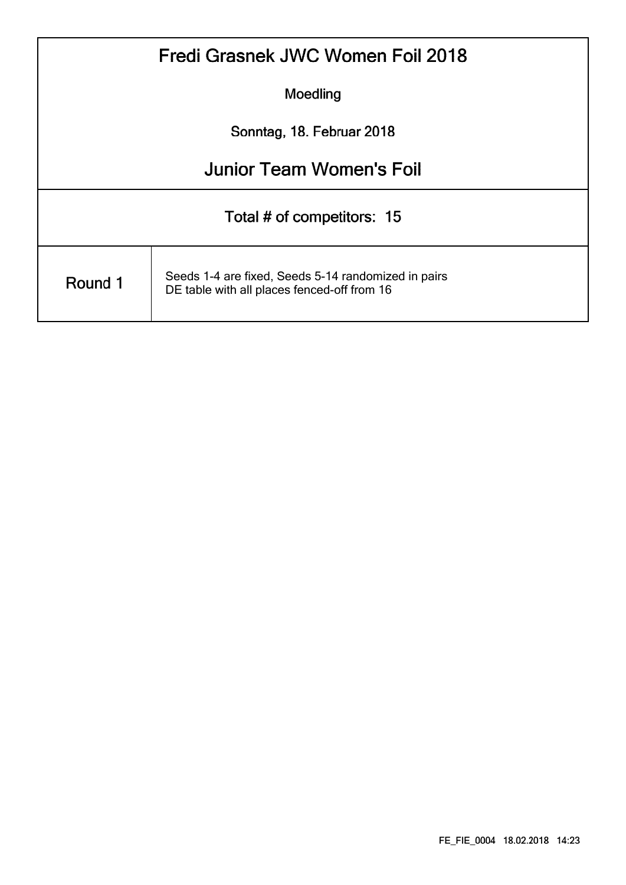# Fredi Grasnek JWC Women Foil 2018

Moedling

Sonntag, 18. Februar 2018

## Junior Team Women's Foil

Total # of competitors: 15

| Round 1 | Seeds 1-4 are fixed, Seeds 5-14 randomized in pairs<br>DE table with all places fenced-off from 16 |
|---|---|

FE_FIE_0004 18.02.2018 14:23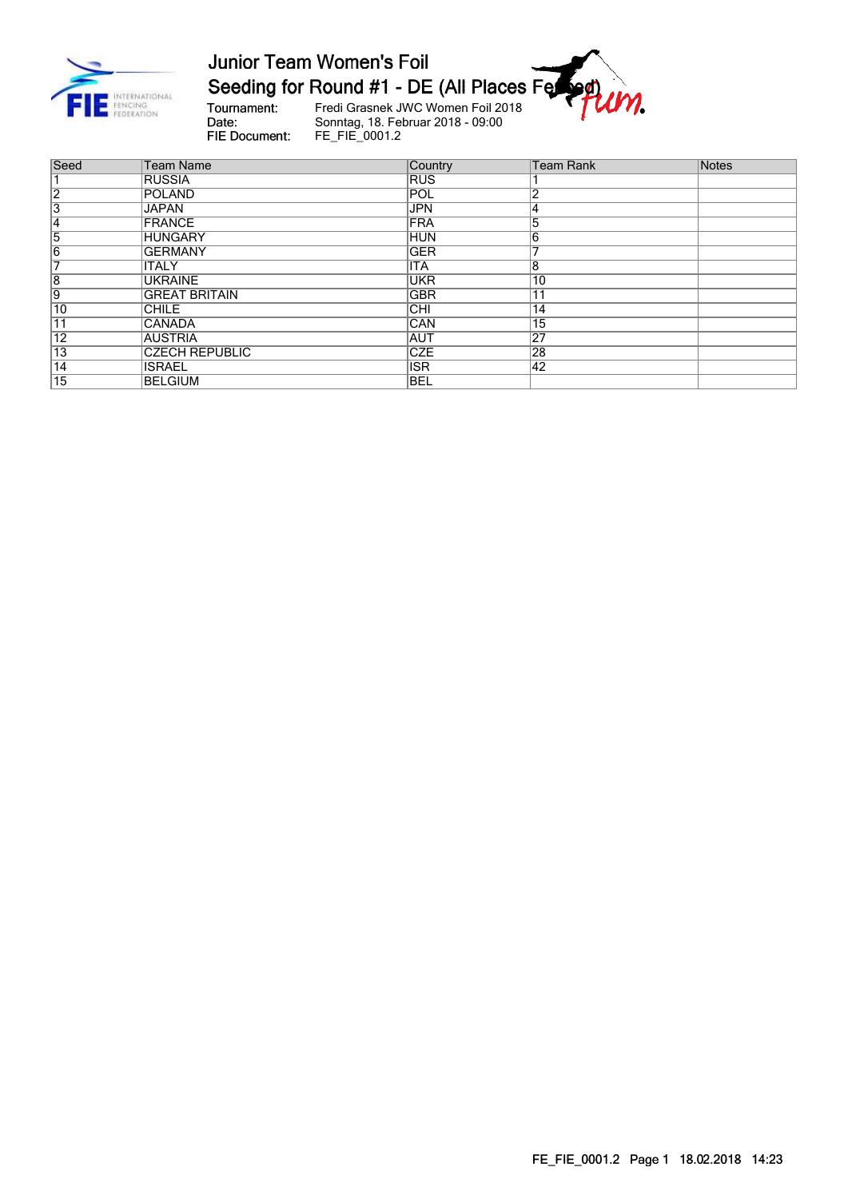# Junior Team Women's Foil

## Seeding for Round #1 - DE (All Places Fenced)

Tournament: Fredi Grasnek JWC Women Foil 2018
Date: Sonntag, 18. Februar 2018 - 09:00
FIE Document: FE_FIE_0001.2

| Seed | Team Name | Country | Team Rank | Notes |
|---|---|---|---|---|
| 1 | RUSSIA | RUS | 1 | |
| 2 | POLAND | POL | 2 | |
| 3 | JAPAN | JPN | 4 | |
| 4 | FRANCE | FRA | 5 | |
| 5 | HUNGARY | HUN | 6 | |
| 6 | GERMANY | GER | 7 | |
| 7 | ITALY | ITA | 8 | |
| 8 | UKRAINE | UKR | 10 | |
| 9 | GREAT BRITAIN | GBR | 11 | |
| 10 | CHILE | CHI | 14 | |
| 11 | CANADA | CAN | 15 | |
| 12 | AUSTRIA | AUT | 27 | |
| 13 | CZECH REPUBLIC | CZE | 28 | |
| 14 | ISRAEL | ISR | 42 | |
| 15 | BELGIUM | BEL | | |

FE_FIE_0001.2 Page 1 18.02.2018 14:23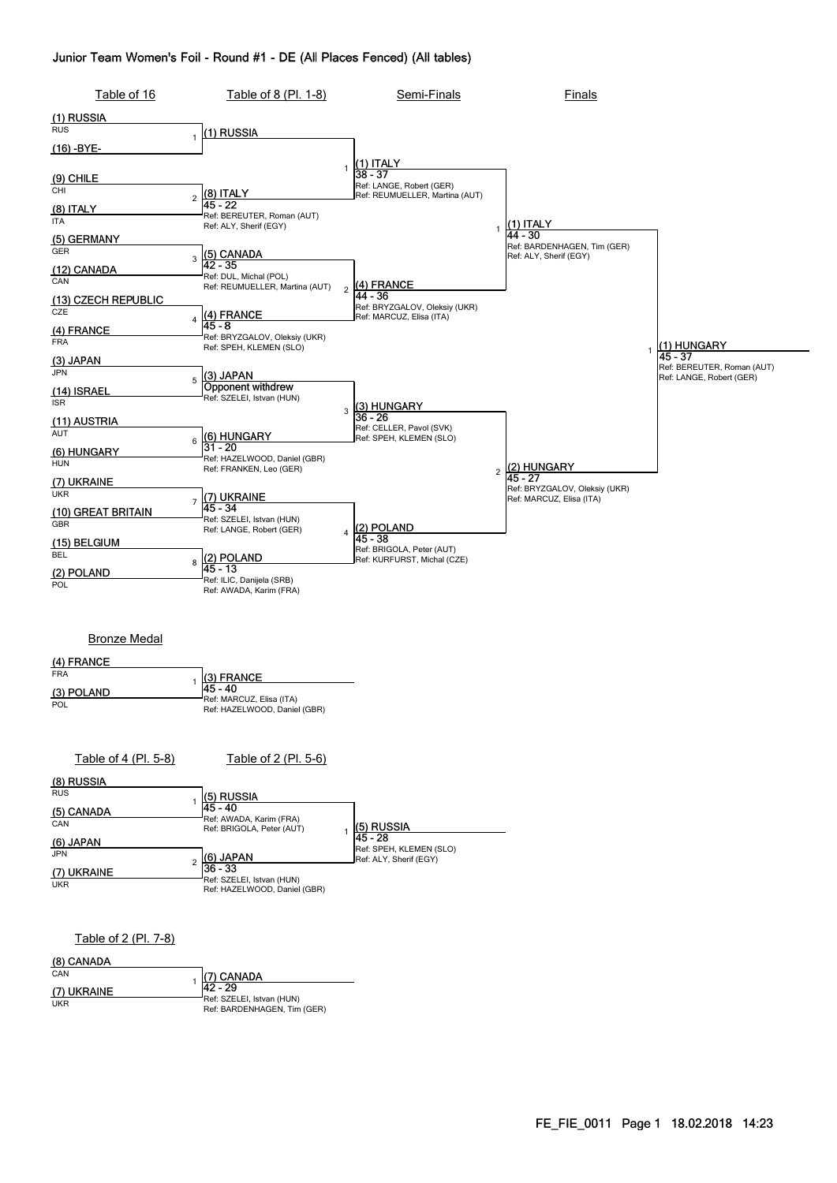# Junior Team Women's Foil - Round #1 - DE (All Places Fenced) (All tables)

## Table of 16 / Table of 8 (Pl. 1-8) / Semi-Finals / Finals

### Table of 16

| Bout | Team A | Team B |
|---|---|---|
| 1 | (1) RUSSIA RUS | (16) -BYE- |
| 2 | (9) CHILE CHI | (8) ITALY ITA |
| 3 | (5) GERMANY GER | (12) CANADA CAN |
| 4 | (13) CZECH REPUBLIC CZE | (4) FRANCE FRA |
| 5 | (3) JAPAN JPN | (14) ISRAEL ISR |
| 6 | (11) AUSTRIA AUT | (6) HUNGARY HUN |
| 7 | (7) UKRAINE UKR | (10) GREAT BRITAIN GBR |
| 8 | (15) BELGIUM BEL | (2) POLAND POL |

### Table of 8 (Pl. 1-8)

| Bout | Winner | Score | Referees |
|---|---|---|---|
| 1 | (1) RUSSIA | | |
| 2 | (8) ITALY | 45 - 22 | Ref: BEREUTER, Roman (AUT); Ref: ALY, Sherif (EGY) |
| 3 | (5) CANADA | 42 - 35 | Ref: DUL, Michal (POL); Ref: REUMUELLER, Martina (AUT) |
| 4 | (4) FRANCE | 45 - 8 | Ref: BRYZGALOV, Oleksiy (UKR); Ref: SPEH, KLEMEN (SLO) |
| 5 | (3) JAPAN | Opponent withdrew | Ref: SZELEI, Istvan (HUN) |
| 6 | (6) HUNGARY | 31 - 20 | Ref: HAZELWOOD, Daniel (GBR); Ref: FRANKEN, Leo (GER) |
| 7 | (7) UKRAINE | 45 - 34 | Ref: SZELEI, Istvan (HUN); Ref: LANGE, Robert (GER) |
| 8 | (2) POLAND | 45 - 13 | Ref: ILIC, Danijela (SRB); Ref: AWADA, Karim (FRA) |

### Semi-Finals

| Bout | Winner | Score | Referees |
|---|---|---|---|
| 1 | (1) ITALY | 38 - 37 | Ref: LANGE, Robert (GER); Ref: REUMUELLER, Martina (AUT) |
| 2 | (4) FRANCE | 44 - 36 | Ref: BRYZGALOV, Oleksiy (UKR); Ref: MARCUZ, Elisa (ITA) |
| 3 | (3) HUNGARY | 36 - 26 | Ref: CELLER, Pavol (SVK); Ref: SPEH, KLEMEN (SLO) |
| 4 | (2) POLAND | 45 - 38 | Ref: BRIGOLA, Peter (AUT); Ref: KURFURST, Michal (CZE) |

### Finals

| Bout | Winner | Score | Referees |
|---|---|---|---|
| 1 | (1) ITALY | 44 - 30 | Ref: BARDENHAGEN, Tim (GER); Ref: ALY, Sherif (EGY) |
| 2 | (2) HUNGARY | 45 - 27 | Ref: BRYZGALOV, Oleksiy (UKR); Ref: MARCUZ, Elisa (ITA) |

### Final

| Bout | Winner | Score | Referees |
|---|---|---|---|
| 1 | (1) HUNGARY | 45 - 37 | Ref: BEREUTER, Roman (AUT); Ref: LANGE, Robert (GER) |

## Bronze Medal

| Bout | Team A | Team B | Winner | Score | Referees |
|---|---|---|---|---|---|
| 1 | (4) FRANCE FRA | (3) POLAND POL | (3) FRANCE | 45 - 40 | Ref: MARCUZ, Elisa (ITA); Ref: HAZELWOOD, Daniel (GBR) |

## Table of 4 (Pl. 5-8) / Table of 2 (Pl. 5-6)

### Table of 4 (Pl. 5-8)

| Bout | Team A | Team B | Winner | Score | Referees |
|---|---|---|---|---|---|
| 1 | (8) RUSSIA RUS | (5) CANADA CAN | (5) RUSSIA | 45 - 40 | Ref: AWADA, Karim (FRA); Ref: BRIGOLA, Peter (AUT) |
| 2 | (6) JAPAN JPN | (7) UKRAINE UKR | (6) JAPAN | 36 - 33 | Ref: SZELEI, Istvan (HUN); Ref: HAZELWOOD, Daniel (GBR) |

### Table of 2 (Pl. 5-6)

| Bout | Winner | Score | Referees |
|---|---|---|---|
| 1 | (5) RUSSIA | 45 - 28 | Ref: SPEH, KLEMEN (SLO); Ref: ALY, Sherif (EGY) |

## Table of 2 (Pl. 7-8)

| Bout | Team A | Team B | Winner | Score | Referees |
|---|---|---|---|---|---|
| 1 | (8) CANADA CAN | (7) UKRAINE UKR | (7) CANADA | 42 - 29 | Ref: SZELEI, Istvan (HUN); Ref: BARDENHAGEN, Tim (GER) |

FE_FIE_0011 Page 1 18.02.2018 14:23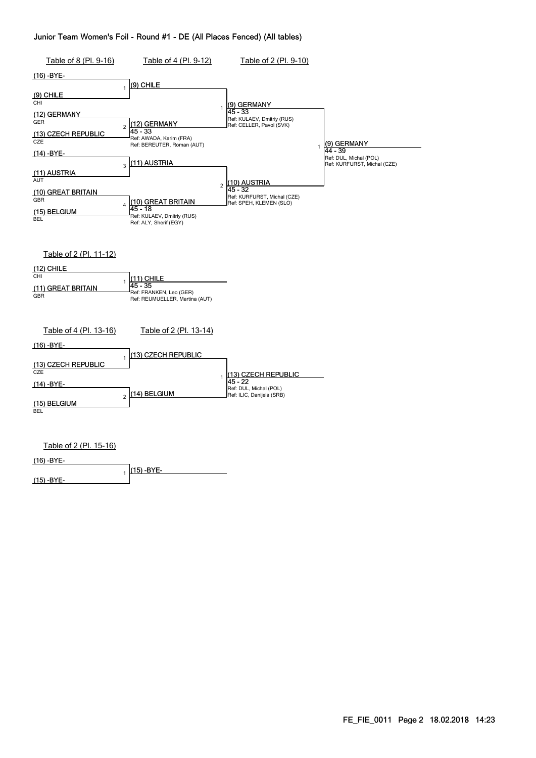# Junior Team Women's Foil - Round #1 - DE (All Places Fenced) (All tables)

## Table of 8 (Pl. 9-16) / Table of 4 (Pl. 9-12) / Table of 2 (Pl. 9-10)

| Table of 8 (Pl. 9-16) | Table of 4 (Pl. 9-12) | Table of 2 (Pl. 9-10) | Final |
| --- | --- | --- | --- |
| (16) -BYE- | | | |
| (9) CHILE CHI | 1 (9) CHILE | | |
| (12) GERMANY GER | | 1 (9) GERMANY 45 - 33 Ref: KULAEV, Dmitriy (RUS) Ref: CELLER, Pavol (SVK) | |
| (13) CZECH REPUBLIC CZE | 2 (12) GERMANY 45 - 33 Ref: AWADA, Karim (FRA) Ref: BEREUTER, Roman (AUT) | | 1 (9) GERMANY 44 - 39 Ref: DUL, Michal (POL) Ref: KURFURST, Michal (CZE) |
| (14) -BYE- | | | |
| (11) AUSTRIA AUT | 3 (11) AUSTRIA | | |
| (10) GREAT BRITAIN GBR | | 2 (10) AUSTRIA 45 - 32 Ref: KURFURST, Michal (CZE) Ref: SPEH, KLEMEN (SLO) | |
| (15) BELGIUM BEL | 4 (10) GREAT BRITAIN 45 - 18 Ref: KULAEV, Dmitriy (RUS) Ref: ALY, Sherif (EGY) | | |

## Table of 2 (Pl. 11-12)

| Table of 2 (Pl. 11-12) | |
| --- | --- |
| (12) CHILE CHI | |
| (11) GREAT BRITAIN GBR | 1 (11) CHILE 45 - 35 Ref: FRANKEN, Leo (GER) Ref: REUMUELLER, Martina (AUT) |

## Table of 4 (Pl. 13-16) / Table of 2 (Pl. 13-14)

| Table of 4 (Pl. 13-16) | Table of 2 (Pl. 13-14) | |
| --- | --- | --- |
| (16) -BYE- | | |
| (13) CZECH REPUBLIC CZE | 1 (13) CZECH REPUBLIC | |
| (14) -BYE- | | 1 (13) CZECH REPUBLIC 45 - 22 Ref: DUL, Michal (POL) Ref: ILIC, Danijela (SRB) |
| (15) BELGIUM BEL | 2 (14) BELGIUM | |

## Table of 2 (Pl. 15-16)

| Table of 2 (Pl. 15-16) | |
| --- | --- |
| (16) -BYE- | |
| (15) -BYE- | 1 (15) -BYE- |

FE_FIE_0011 18.02.2018 14:23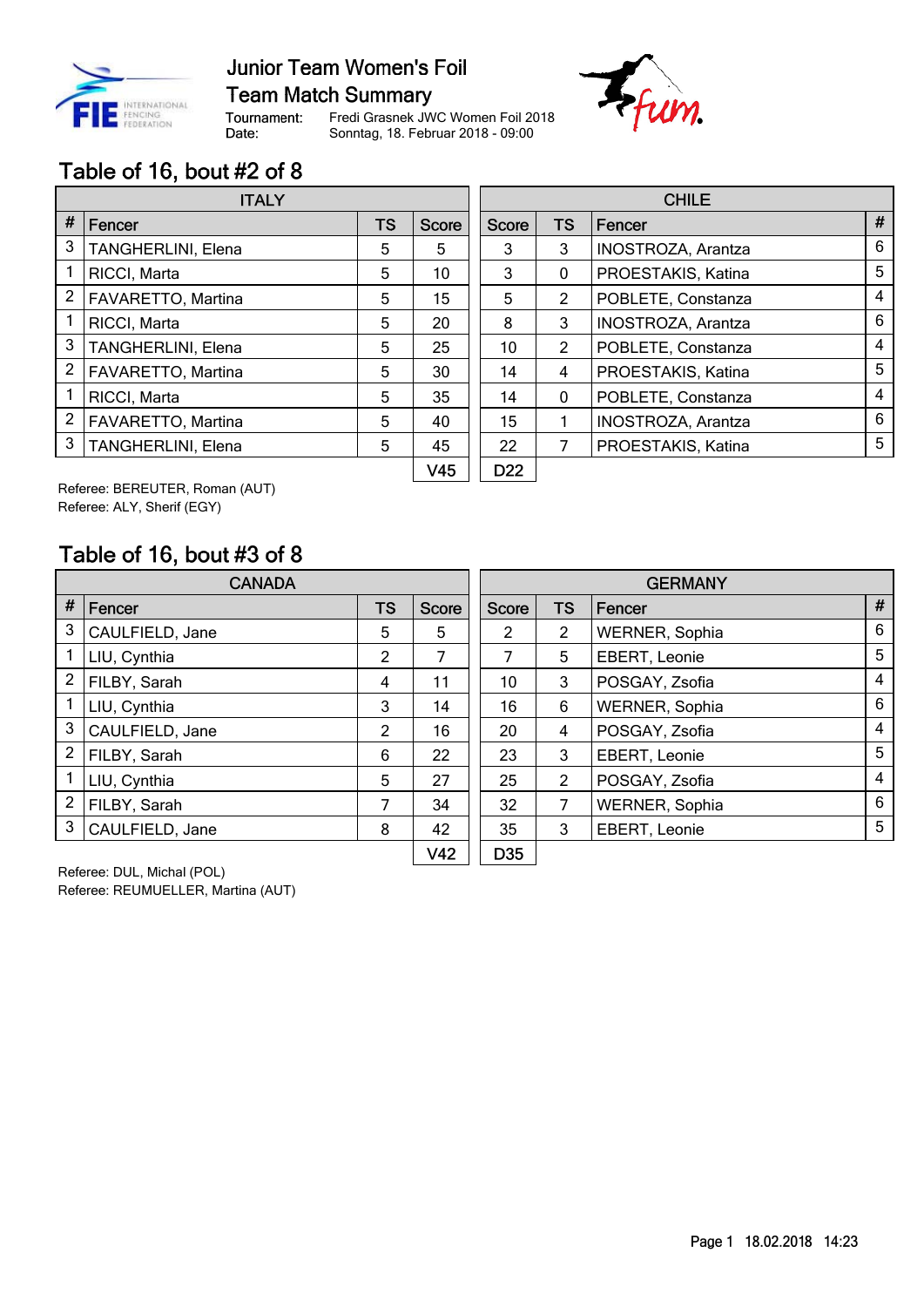# Junior Team Women's Foil
## Team Match Summary

Tournament: Fredi Grasnek JWC Women Foil 2018
Date: Sonntag, 18. Februar 2018 - 09:00

## Table of 16, bout #2 of 8

| ITALY | | | | | CHILE | | | |
|---|---|---|---|---|---|---|---|---|
| # | Fencer | TS | Score | Score | TS | Fencer | # |
| 3 | TANGHERLINI, Elena | 5 | 5 | 3 | 3 | INOSTROZA, Arantza | 6 |
| 1 | RICCI, Marta | 5 | 10 | 3 | 0 | PROESTAKIS, Katina | 5 |
| 2 | FAVARETTO, Martina | 5 | 15 | 5 | 2 | POBLETE, Constanza | 4 |
| 1 | RICCI, Marta | 5 | 20 | 8 | 3 | INOSTROZA, Arantza | 6 |
| 3 | TANGHERLINI, Elena | 5 | 25 | 10 | 2 | POBLETE, Constanza | 4 |
| 2 | FAVARETTO, Martina | 5 | 30 | 14 | 4 | PROESTAKIS, Katina | 5 |
| 1 | RICCI, Marta | 5 | 35 | 14 | 0 | POBLETE, Constanza | 4 |
| 2 | FAVARETTO, Martina | 5 | 40 | 15 | 1 | INOSTROZA, Arantza | 6 |
| 3 | TANGHERLINI, Elena | 5 | 45 | 22 | 7 | PROESTAKIS, Katina | 5 |
| | | | V45 | D22 | | | |

Referee: BEREUTER, Roman (AUT)
Referee: ALY, Sherif (EGY)

## Table of 16, bout #3 of 8

| CANADA | | | | | GERMANY | | | |
|---|---|---|---|---|---|---|---|---|
| # | Fencer | TS | Score | Score | TS | Fencer | # |
| 3 | CAULFIELD, Jane | 5 | 5 | 2 | 2 | WERNER, Sophia | 6 |
| 1 | LIU, Cynthia | 2 | 7 | 7 | 5 | EBERT, Leonie | 5 |
| 2 | FILBY, Sarah | 4 | 11 | 10 | 3 | POSGAY, Zsofia | 4 |
| 1 | LIU, Cynthia | 3 | 14 | 16 | 6 | WERNER, Sophia | 6 |
| 3 | CAULFIELD, Jane | 2 | 16 | 20 | 4 | POSGAY, Zsofia | 4 |
| 2 | FILBY, Sarah | 6 | 22 | 23 | 3 | EBERT, Leonie | 5 |
| 1 | LIU, Cynthia | 5 | 27 | 25 | 2 | POSGAY, Zsofia | 4 |
| 2 | FILBY, Sarah | 7 | 34 | 32 | 7 | WERNER, Sophia | 6 |
| 3 | CAULFIELD, Jane | 8 | 42 | 35 | 3 | EBERT, Leonie | 5 |
| | | | V42 | D35 | | | |

Referee: DUL, Michal (POL)
Referee: REUMUELLER, Martina (AUT)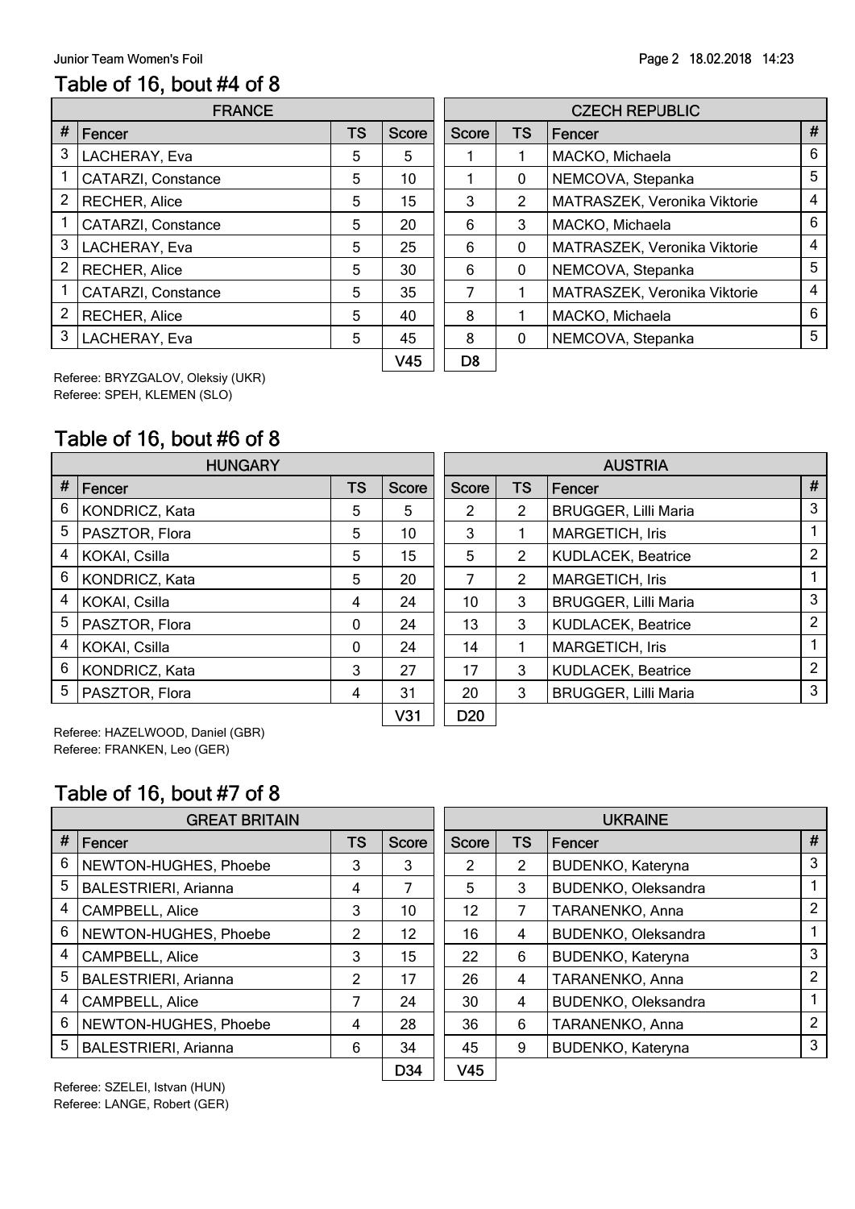## Table of 16, bout #4 of 8

| FRANCE | | | | CZECH REPUBLIC | | | |
|---|---|---|---|---|---|---|---|
| # | Fencer | TS | Score | Score | TS | Fencer | # |
| 3 | LACHERAY, Eva | 5 | 5 | 1 | 1 | MACKO, Michaela | 6 |
| 1 | CATARZI, Constance | 5 | 10 | 1 | 0 | NEMCOVA, Stepanka | 5 |
| 2 | RECHER, Alice | 5 | 15 | 3 | 2 | MATRASZEK, Veronika Viktorie | 4 |
| 1 | CATARZI, Constance | 5 | 20 | 6 | 3 | MACKO, Michaela | 6 |
| 3 | LACHERAY, Eva | 5 | 25 | 6 | 0 | MATRASZEK, Veronika Viktorie | 4 |
| 2 | RECHER, Alice | 5 | 30 | 6 | 0 | NEMCOVA, Stepanka | 5 |
| 1 | CATARZI, Constance | 5 | 35 | 7 | 1 | MATRASZEK, Veronika Viktorie | 4 |
| 2 | RECHER, Alice | 5 | 40 | 8 | 1 | MACKO, Michaela | 6 |
| 3 | LACHERAY, Eva | 5 | 45 | 8 | 0 | NEMCOVA, Stepanka | 5 |
| | | | V45 | D8 | | | |

Referee: BRYZGALOV, Oleksiy (UKR)
Referee: SPEH, KLEMEN (SLO)

## Table of 16, bout #6 of 8

| HUNGARY | | | | AUSTRIA | | | |
|---|---|---|---|---|---|---|---|
| # | Fencer | TS | Score | Score | TS | Fencer | # |
| 6 | KONDRICZ, Kata | 5 | 5 | 2 | 2 | BRUGGER, Lilli Maria | 3 |
| 5 | PASZTOR, Flora | 5 | 10 | 3 | 1 | MARGETICH, Iris | 1 |
| 4 | KOKAI, Csilla | 5 | 15 | 5 | 2 | KUDLACEK, Beatrice | 2 |
| 6 | KONDRICZ, Kata | 5 | 20 | 7 | 2 | MARGETICH, Iris | 1 |
| 4 | KOKAI, Csilla | 4 | 24 | 10 | 3 | BRUGGER, Lilli Maria | 3 |
| 5 | PASZTOR, Flora | 0 | 24 | 13 | 3 | KUDLACEK, Beatrice | 2 |
| 4 | KOKAI, Csilla | 0 | 24 | 14 | 1 | MARGETICH, Iris | 1 |
| 6 | KONDRICZ, Kata | 3 | 27 | 17 | 3 | KUDLACEK, Beatrice | 2 |
| 5 | PASZTOR, Flora | 4 | 31 | 20 | 3 | BRUGGER, Lilli Maria | 3 |
| | | | V31 | D20 | | | |

Referee: HAZELWOOD, Daniel (GBR)
Referee: FRANKEN, Leo (GER)

## Table of 16, bout #7 of 8

| GREAT BRITAIN | | | | UKRAINE | | | |
|---|---|---|---|---|---|---|---|
| # | Fencer | TS | Score | Score | TS | Fencer | # |
| 6 | NEWTON-HUGHES, Phoebe | 3 | 3 | 2 | 2 | BUDENKO, Kateryna | 3 |
| 5 | BALESTRIERI, Arianna | 4 | 7 | 5 | 3 | BUDENKO, Oleksandra | 1 |
| 4 | CAMPBELL, Alice | 3 | 10 | 12 | 7 | TARANENKO, Anna | 2 |
| 6 | NEWTON-HUGHES, Phoebe | 2 | 12 | 16 | 4 | BUDENKO, Oleksandra | 1 |
| 4 | CAMPBELL, Alice | 3 | 15 | 22 | 6 | BUDENKO, Kateryna | 3 |
| 5 | BALESTRIERI, Arianna | 2 | 17 | 26 | 4 | TARANENKO, Anna | 2 |
| 4 | CAMPBELL, Alice | 7 | 24 | 30 | 4 | BUDENKO, Oleksandra | 1 |
| 6 | NEWTON-HUGHES, Phoebe | 4 | 28 | 36 | 6 | TARANENKO, Anna | 2 |
| 5 | BALESTRIERI, Arianna | 6 | 34 | 45 | 9 | BUDENKO, Kateryna | 3 |
| | | | D34 | V45 | | | |

Referee: SZELEI, Istvan (HUN)
Referee: LANGE, Robert (GER)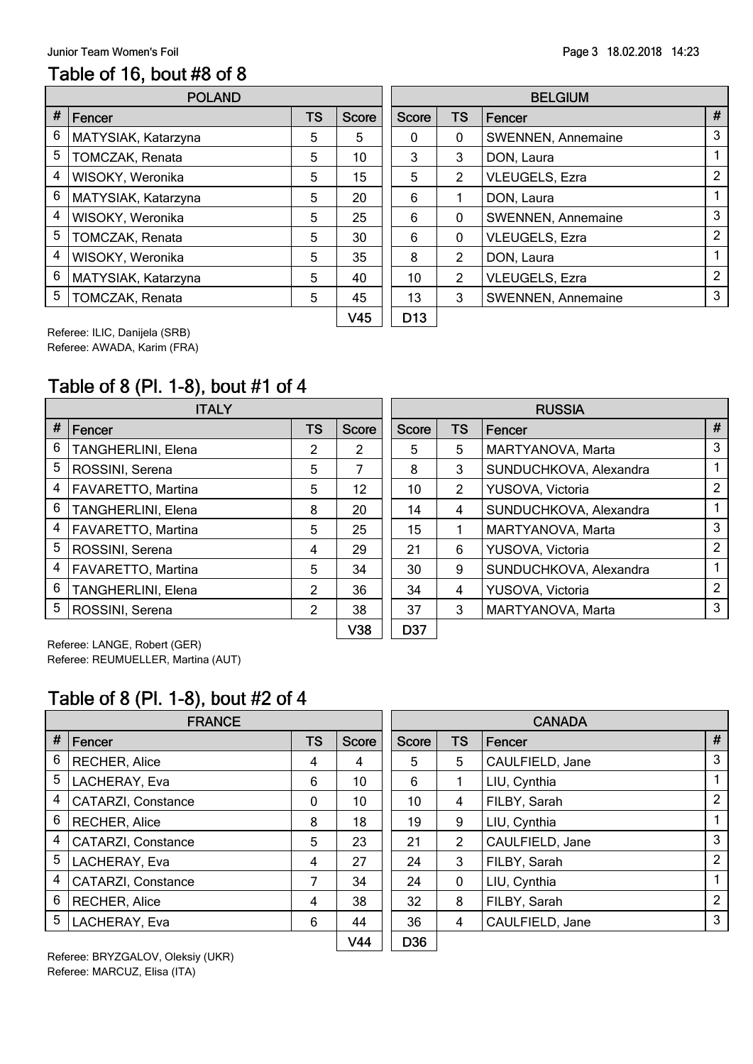Junior Team Women's Foil

## Table of 16, bout #8 of 8

| # | POLAND Fencer | TS | Score | Score | TS | BELGIUM Fencer | # |
|---|---|---|---|---|---|---|---|
| 6 | MATYSIAK, Katarzyna | 5 | 5 | 0 | 0 | SWENNEN, Annemaine | 3 |
| 5 | TOMCZAK, Renata | 5 | 10 | 3 | 3 | DON, Laura | 1 |
| 4 | WISOKY, Weronika | 5 | 15 | 5 | 2 | VLEUGELS, Ezra | 2 |
| 6 | MATYSIAK, Katarzyna | 5 | 20 | 6 | 1 | DON, Laura | 1 |
| 4 | WISOKY, Weronika | 5 | 25 | 6 | 0 | SWENNEN, Annemaine | 3 |
| 5 | TOMCZAK, Renata | 5 | 30 | 6 | 0 | VLEUGELS, Ezra | 2 |
| 4 | WISOKY, Weronika | 5 | 35 | 8 | 2 | DON, Laura | 1 |
| 6 | MATYSIAK, Katarzyna | 5 | 40 | 10 | 2 | VLEUGELS, Ezra | 2 |
| 5 | TOMCZAK, Renata | 5 | 45 | 13 | 3 | SWENNEN, Annemaine | 3 |
| | | | V45 | D13 | | | |

Referee: ILIC, Danijela (SRB)
Referee: AWADA, Karim (FRA)

## Table of 8 (Pl. 1-8), bout #1 of 4

| # | ITALY Fencer | TS | Score | Score | TS | RUSSIA Fencer | # |
|---|---|---|---|---|---|---|---|
| 6 | TANGHERLINI, Elena | 2 | 2 | 5 | 5 | MARTYANOVA, Marta | 3 |
| 5 | ROSSINI, Serena | 5 | 7 | 8 | 3 | SUNDUCHKOVA, Alexandra | 1 |
| 4 | FAVARETTO, Martina | 5 | 12 | 10 | 2 | YUSOVA, Victoria | 2 |
| 6 | TANGHERLINI, Elena | 8 | 20 | 14 | 4 | SUNDUCHKOVA, Alexandra | 1 |
| 4 | FAVARETTO, Martina | 5 | 25 | 15 | 1 | MARTYANOVA, Marta | 3 |
| 5 | ROSSINI, Serena | 4 | 29 | 21 | 6 | YUSOVA, Victoria | 2 |
| 4 | FAVARETTO, Martina | 5 | 34 | 30 | 9 | SUNDUCHKOVA, Alexandra | 1 |
| 6 | TANGHERLINI, Elena | 2 | 36 | 34 | 4 | YUSOVA, Victoria | 2 |
| 5 | ROSSINI, Serena | 2 | 38 | 37 | 3 | MARTYANOVA, Marta | 3 |
| | | | V38 | D37 | | | |

Referee: LANGE, Robert (GER)
Referee: REUMUELLER, Martina (AUT)

## Table of 8 (Pl. 1-8), bout #2 of 4

| # | FRANCE Fencer | TS | Score | Score | TS | CANADA Fencer | # |
|---|---|---|---|---|---|---|---|
| 6 | RECHER, Alice | 4 | 4 | 5 | 5 | CAULFIELD, Jane | 3 |
| 5 | LACHERAY, Eva | 6 | 10 | 6 | 1 | LIU, Cynthia | 1 |
| 4 | CATARZI, Constance | 0 | 10 | 10 | 4 | FILBY, Sarah | 2 |
| 6 | RECHER, Alice | 8 | 18 | 19 | 9 | LIU, Cynthia | 1 |
| 4 | CATARZI, Constance | 5 | 23 | 21 | 2 | CAULFIELD, Jane | 3 |
| 5 | LACHERAY, Eva | 4 | 27 | 24 | 3 | FILBY, Sarah | 2 |
| 4 | CATARZI, Constance | 7 | 34 | 24 | 0 | LIU, Cynthia | 1 |
| 6 | RECHER, Alice | 4 | 38 | 32 | 8 | FILBY, Sarah | 2 |
| 5 | LACHERAY, Eva | 6 | 44 | 36 | 4 | CAULFIELD, Jane | 3 |
| | | | V44 | D36 | | | |

Referee: BRYZGALOV, Oleksiy (UKR)
Referee: MARCUZ, Elisa (ITA)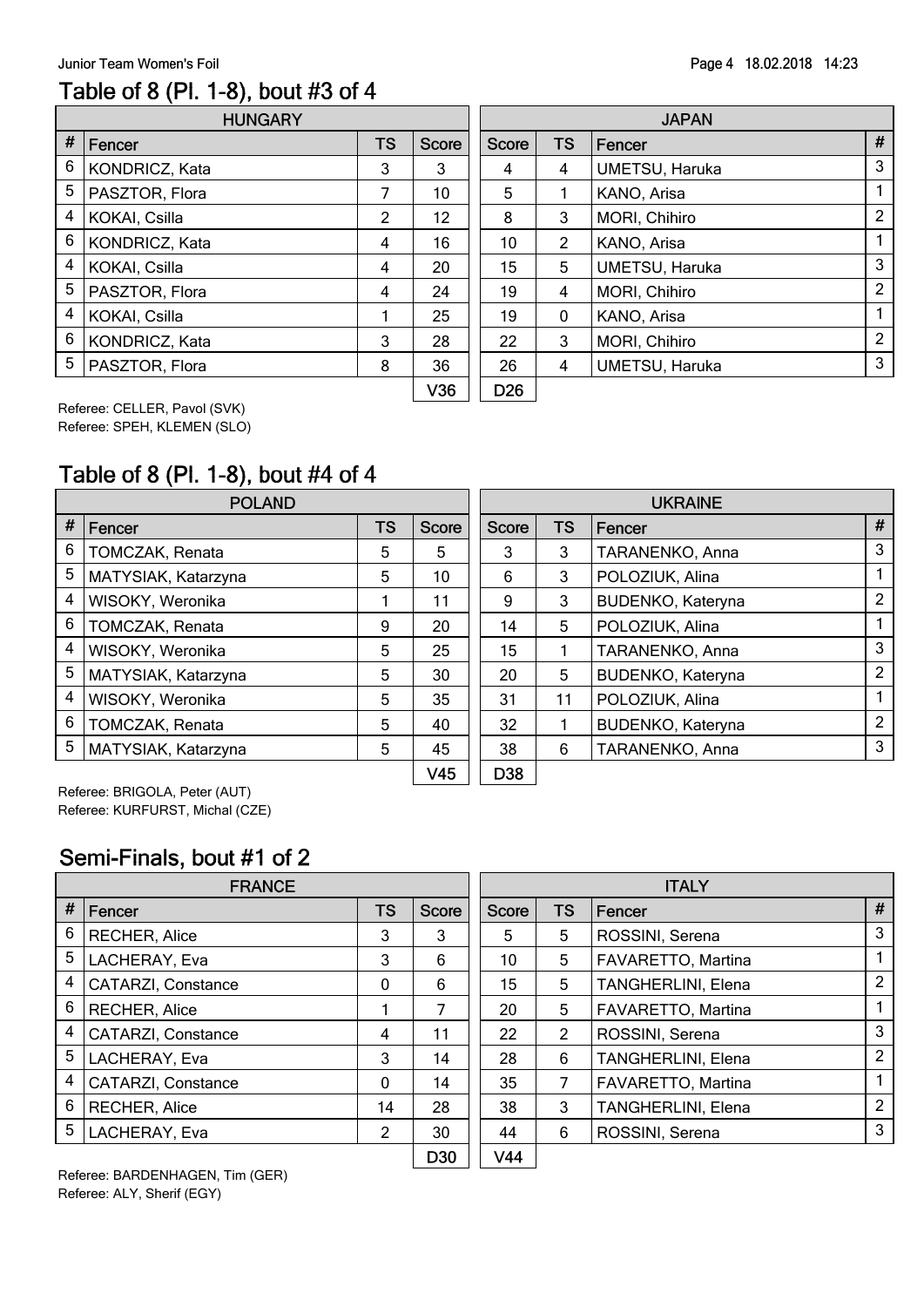## Table of 8 (Pl. 1-8), bout #3 of 4

| # | HUNGARY Fencer | TS | Score | Score | TS | JAPAN Fencer | # |
|---|---|---|---|---|---|---|---|
| 6 | KONDRICZ, Kata | 3 | 3 | 4 | 4 | UMETSU, Haruka | 3 |
| 5 | PASZTOR, Flora | 7 | 10 | 5 | 1 | KANO, Arisa | 1 |
| 4 | KOKAI, Csilla | 2 | 12 | 8 | 3 | MORI, Chihiro | 2 |
| 6 | KONDRICZ, Kata | 4 | 16 | 10 | 2 | KANO, Arisa | 1 |
| 4 | KOKAI, Csilla | 4 | 20 | 15 | 5 | UMETSU, Haruka | 3 |
| 5 | PASZTOR, Flora | 4 | 24 | 19 | 4 | MORI, Chihiro | 2 |
| 4 | KOKAI, Csilla | 1 | 25 | 19 | 0 | KANO, Arisa | 1 |
| 6 | KONDRICZ, Kata | 3 | 28 | 22 | 3 | MORI, Chihiro | 2 |
| 5 | PASZTOR, Flora | 8 | 36 | 26 | 4 | UMETSU, Haruka | 3 |
| | | | V36 | D26 | | | |

Referee: CELLER, Pavol (SVK)
Referee: SPEH, KLEMEN (SLO)

## Table of 8 (Pl. 1-8), bout #4 of 4

| # | POLAND Fencer | TS | Score | Score | TS | UKRAINE Fencer | # |
|---|---|---|---|---|---|---|---|
| 6 | TOMCZAK, Renata | 5 | 5 | 3 | 3 | TARANENKO, Anna | 3 |
| 5 | MATYSIAK, Katarzyna | 5 | 10 | 6 | 3 | POLOZIUK, Alina | 1 |
| 4 | WISOKY, Weronika | 1 | 11 | 9 | 3 | BUDENKO, Kateryna | 2 |
| 6 | TOMCZAK, Renata | 9 | 20 | 14 | 5 | POLOZIUK, Alina | 1 |
| 4 | WISOKY, Weronika | 5 | 25 | 15 | 1 | TARANENKO, Anna | 3 |
| 5 | MATYSIAK, Katarzyna | 5 | 30 | 20 | 5 | BUDENKO, Kateryna | 2 |
| 4 | WISOKY, Weronika | 5 | 35 | 31 | 11 | POLOZIUK, Alina | 1 |
| 6 | TOMCZAK, Renata | 5 | 40 | 32 | 1 | BUDENKO, Kateryna | 2 |
| 5 | MATYSIAK, Katarzyna | 5 | 45 | 38 | 6 | TARANENKO, Anna | 3 |
| | | | V45 | D38 | | | |

Referee: BRIGOLA, Peter (AUT)
Referee: KURFURST, Michal (CZE)

## Semi-Finals, bout #1 of 2

| # | FRANCE Fencer | TS | Score | Score | TS | ITALY Fencer | # |
|---|---|---|---|---|---|---|---|
| 6 | RECHER, Alice | 3 | 3 | 5 | 5 | ROSSINI, Serena | 3 |
| 5 | LACHERAY, Eva | 3 | 6 | 10 | 5 | FAVARETTO, Martina | 1 |
| 4 | CATARZI, Constance | 0 | 6 | 15 | 5 | TANGHERLINI, Elena | 2 |
| 6 | RECHER, Alice | 1 | 7 | 20 | 5 | FAVARETTO, Martina | 1 |
| 4 | CATARZI, Constance | 4 | 11 | 22 | 2 | ROSSINI, Serena | 3 |
| 5 | LACHERAY, Eva | 3 | 14 | 28 | 6 | TANGHERLINI, Elena | 2 |
| 4 | CATARZI, Constance | 0 | 14 | 35 | 7 | FAVARETTO, Martina | 1 |
| 6 | RECHER, Alice | 14 | 28 | 38 | 3 | TANGHERLINI, Elena | 2 |
| 5 | LACHERAY, Eva | 2 | 30 | 44 | 6 | ROSSINI, Serena | 3 |
| | | | D30 | V44 | | | |

Referee: BARDENHAGEN, Tim (GER)
Referee: ALY, Sherif (EGY)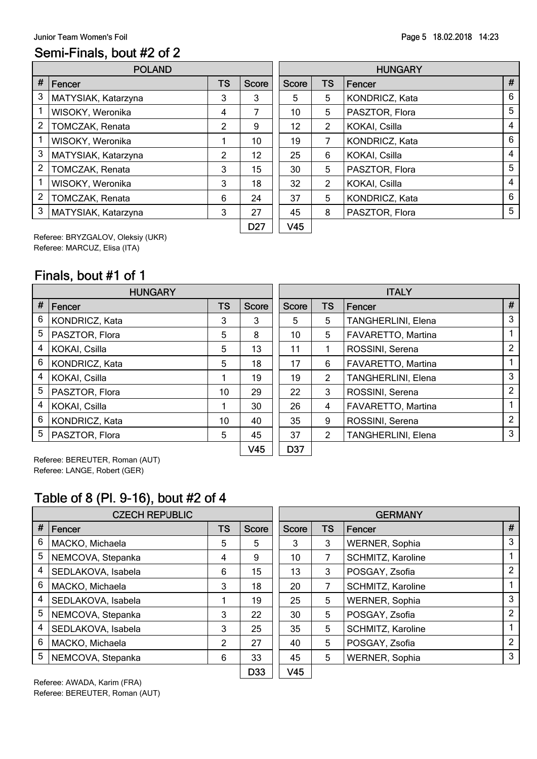## Semi-Finals, bout #2 of 2

| # | POLAND Fencer | TS | Score | Score | TS | HUNGARY Fencer | # |
|---|---|---|---|---|---|---|---|
| 3 | MATYSIAK, Katarzyna | 3 | 3 | 5 | 5 | KONDRICZ, Kata | 6 |
| 1 | WISOKY, Weronika | 4 | 7 | 10 | 5 | PASZTOR, Flora | 5 |
| 2 | TOMCZAK, Renata | 2 | 9 | 12 | 2 | KOKAI, Csilla | 4 |
| 1 | WISOKY, Weronika | 1 | 10 | 19 | 7 | KONDRICZ, Kata | 6 |
| 3 | MATYSIAK, Katarzyna | 2 | 12 | 25 | 6 | KOKAI, Csilla | 4 |
| 2 | TOMCZAK, Renata | 3 | 15 | 30 | 5 | PASZTOR, Flora | 5 |
| 1 | WISOKY, Weronika | 3 | 18 | 32 | 2 | KOKAI, Csilla | 4 |
| 2 | TOMCZAK, Renata | 6 | 24 | 37 | 5 | KONDRICZ, Kata | 6 |
| 3 | MATYSIAK, Katarzyna | 3 | 27 | 45 | 8 | PASZTOR, Flora | 5 |
| | | | D27 | V45 | | | |

Referee: BRYZGALOV, Oleksiy (UKR)
Referee: MARCUZ, Elisa (ITA)

## Finals, bout #1 of 1

| # | HUNGARY Fencer | TS | Score | Score | TS | ITALY Fencer | # |
|---|---|---|---|---|---|---|---|
| 6 | KONDRICZ, Kata | 3 | 3 | 5 | 5 | TANGHERLINI, Elena | 3 |
| 5 | PASZTOR, Flora | 5 | 8 | 10 | 5 | FAVARETTO, Martina | 1 |
| 4 | KOKAI, Csilla | 5 | 13 | 11 | 1 | ROSSINI, Serena | 2 |
| 6 | KONDRICZ, Kata | 5 | 18 | 17 | 6 | FAVARETTO, Martina | 1 |
| 4 | KOKAI, Csilla | 1 | 19 | 19 | 2 | TANGHERLINI, Elena | 3 |
| 5 | PASZTOR, Flora | 10 | 29 | 22 | 3 | ROSSINI, Serena | 2 |
| 4 | KOKAI, Csilla | 1 | 30 | 26 | 4 | FAVARETTO, Martina | 1 |
| 6 | KONDRICZ, Kata | 10 | 40 | 35 | 9 | ROSSINI, Serena | 2 |
| 5 | PASZTOR, Flora | 5 | 45 | 37 | 2 | TANGHERLINI, Elena | 3 |
| | | | V45 | D37 | | | |

Referee: BEREUTER, Roman (AUT)
Referee: LANGE, Robert (GER)

## Table of 8 (Pl. 9-16), bout #2 of 4

| # | CZECH REPUBLIC Fencer | TS | Score | Score | TS | GERMANY Fencer | # |
|---|---|---|---|---|---|---|---|
| 6 | MACKO, Michaela | 5 | 5 | 3 | 3 | WERNER, Sophia | 3 |
| 5 | NEMCOVA, Stepanka | 4 | 9 | 10 | 7 | SCHMITZ, Karoline | 1 |
| 4 | SEDLAKOVA, Isabela | 6 | 15 | 13 | 3 | POSGAY, Zsofia | 2 |
| 6 | MACKO, Michaela | 3 | 18 | 20 | 7 | SCHMITZ, Karoline | 1 |
| 4 | SEDLAKOVA, Isabela | 1 | 19 | 25 | 5 | WERNER, Sophia | 3 |
| 5 | NEMCOVA, Stepanka | 3 | 22 | 30 | 5 | POSGAY, Zsofia | 2 |
| 4 | SEDLAKOVA, Isabela | 3 | 25 | 35 | 5 | SCHMITZ, Karoline | 1 |
| 6 | MACKO, Michaela | 2 | 27 | 40 | 5 | POSGAY, Zsofia | 2 |
| 5 | NEMCOVA, Stepanka | 6 | 33 | 45 | 5 | WERNER, Sophia | 3 |
| | | | D33 | V45 | | | |

Referee: AWADA, Karim (FRA)
Referee: BEREUTER, Roman (AUT)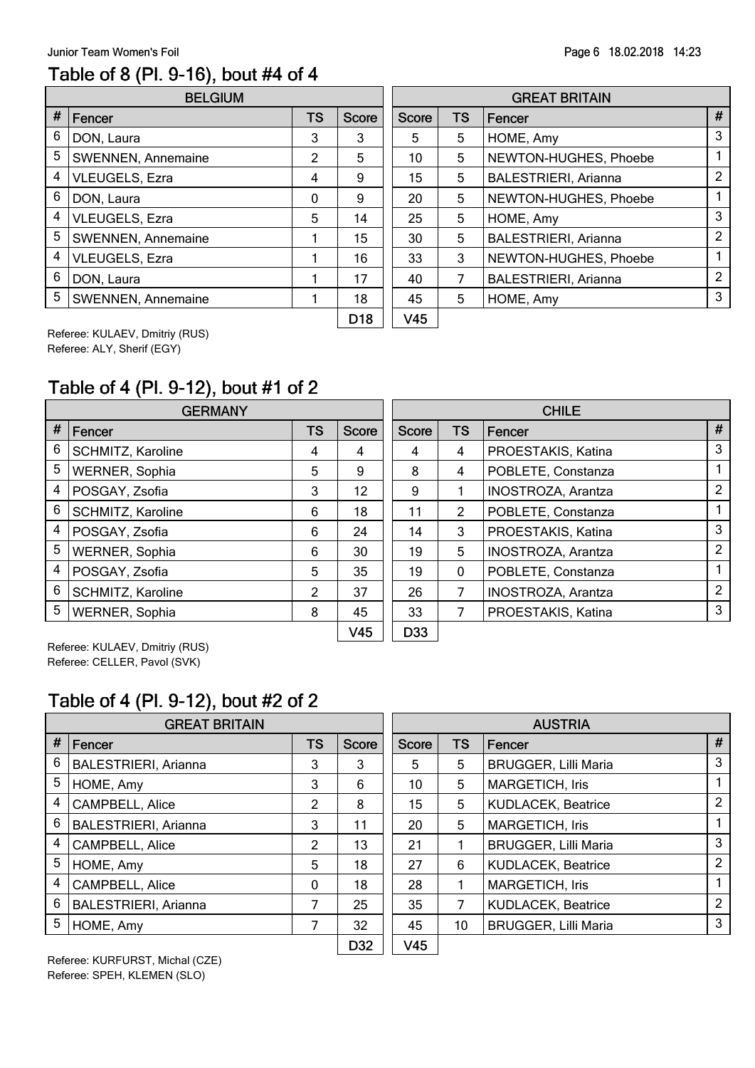## Table of 8 (Pl. 9-16), bout #4 of 4

| | BELGIUM | | | | | GREAT BRITAIN | |
|---|---|---|---|---|---|---|---|
| # | Fencer | TS | Score | Score | TS | Fencer | # |
| 6 | DON, Laura | 3 | 3 | 5 | 5 | HOME, Amy | 3 |
| 5 | SWENNEN, Annemaine | 2 | 5 | 10 | 5 | NEWTON-HUGHES, Phoebe | 1 |
| 4 | VLEUGELS, Ezra | 4 | 9 | 15 | 5 | BALESTRIERI, Arianna | 2 |
| 6 | DON, Laura | 0 | 9 | 20 | 5 | NEWTON-HUGHES, Phoebe | 1 |
| 4 | VLEUGELS, Ezra | 5 | 14 | 25 | 5 | HOME, Amy | 3 |
| 5 | SWENNEN, Annemaine | 1 | 15 | 30 | 5 | BALESTRIERI, Arianna | 2 |
| 4 | VLEUGELS, Ezra | 1 | 16 | 33 | 3 | NEWTON-HUGHES, Phoebe | 1 |
| 6 | DON, Laura | 1 | 17 | 40 | 7 | BALESTRIERI, Arianna | 2 |
| 5 | SWENNEN, Annemaine | 1 | 18 | 45 | 5 | HOME, Amy | 3 |
| | | | D18 | V45 | | | |

Referee: KULAEV, Dmitriy (RUS)
Referee: ALY, Sherif (EGY)

## Table of 4 (Pl. 9-12), bout #1 of 2

| | GERMANY | | | | | CHILE | |
|---|---|---|---|---|---|---|---|
| # | Fencer | TS | Score | Score | TS | Fencer | # |
| 6 | SCHMITZ, Karoline | 4 | 4 | 4 | 4 | PROESTAKIS, Katina | 3 |
| 5 | WERNER, Sophia | 5 | 9 | 8 | 4 | POBLETE, Constanza | 1 |
| 4 | POSGAY, Zsofia | 3 | 12 | 9 | 1 | INOSTROZA, Arantza | 2 |
| 6 | SCHMITZ, Karoline | 6 | 18 | 11 | 2 | POBLETE, Constanza | 1 |
| 4 | POSGAY, Zsofia | 6 | 24 | 14 | 3 | PROESTAKIS, Katina | 3 |
| 5 | WERNER, Sophia | 6 | 30 | 19 | 5 | INOSTROZA, Arantza | 2 |
| 4 | POSGAY, Zsofia | 5 | 35 | 19 | 0 | POBLETE, Constanza | 1 |
| 6 | SCHMITZ, Karoline | 2 | 37 | 26 | 7 | INOSTROZA, Arantza | 2 |
| 5 | WERNER, Sophia | 8 | 45 | 33 | 7 | PROESTAKIS, Katina | 3 |
| | | | V45 | D33 | | | |

Referee: KULAEV, Dmitriy (RUS)
Referee: CELLER, Pavol (SVK)

## Table of 4 (Pl. 9-12), bout #2 of 2

| | GREAT BRITAIN | | | | | AUSTRIA | |
|---|---|---|---|---|---|---|---|
| # | Fencer | TS | Score | Score | TS | Fencer | # |
| 6 | BALESTRIERI, Arianna | 3 | 3 | 5 | 5 | BRUGGER, Lilli Maria | 3 |
| 5 | HOME, Amy | 3 | 6 | 10 | 5 | MARGETICH, Iris | 1 |
| 4 | CAMPBELL, Alice | 2 | 8 | 15 | 5 | KUDLACEK, Beatrice | 2 |
| 6 | BALESTRIERI, Arianna | 3 | 11 | 20 | 5 | MARGETICH, Iris | 1 |
| 4 | CAMPBELL, Alice | 2 | 13 | 21 | 1 | BRUGGER, Lilli Maria | 3 |
| 5 | HOME, Amy | 5 | 18 | 27 | 6 | KUDLACEK, Beatrice | 2 |
| 4 | CAMPBELL, Alice | 0 | 18 | 28 | 1 | MARGETICH, Iris | 1 |
| 6 | BALESTRIERI, Arianna | 7 | 25 | 35 | 7 | KUDLACEK, Beatrice | 2 |
| 5 | HOME, Amy | 7 | 32 | 45 | 10 | BRUGGER, Lilli Maria | 3 |
| | | | D32 | V45 | | | |

Referee: KURFURST, Michal (CZE)
Referee: SPEH, KLEMEN (SLO)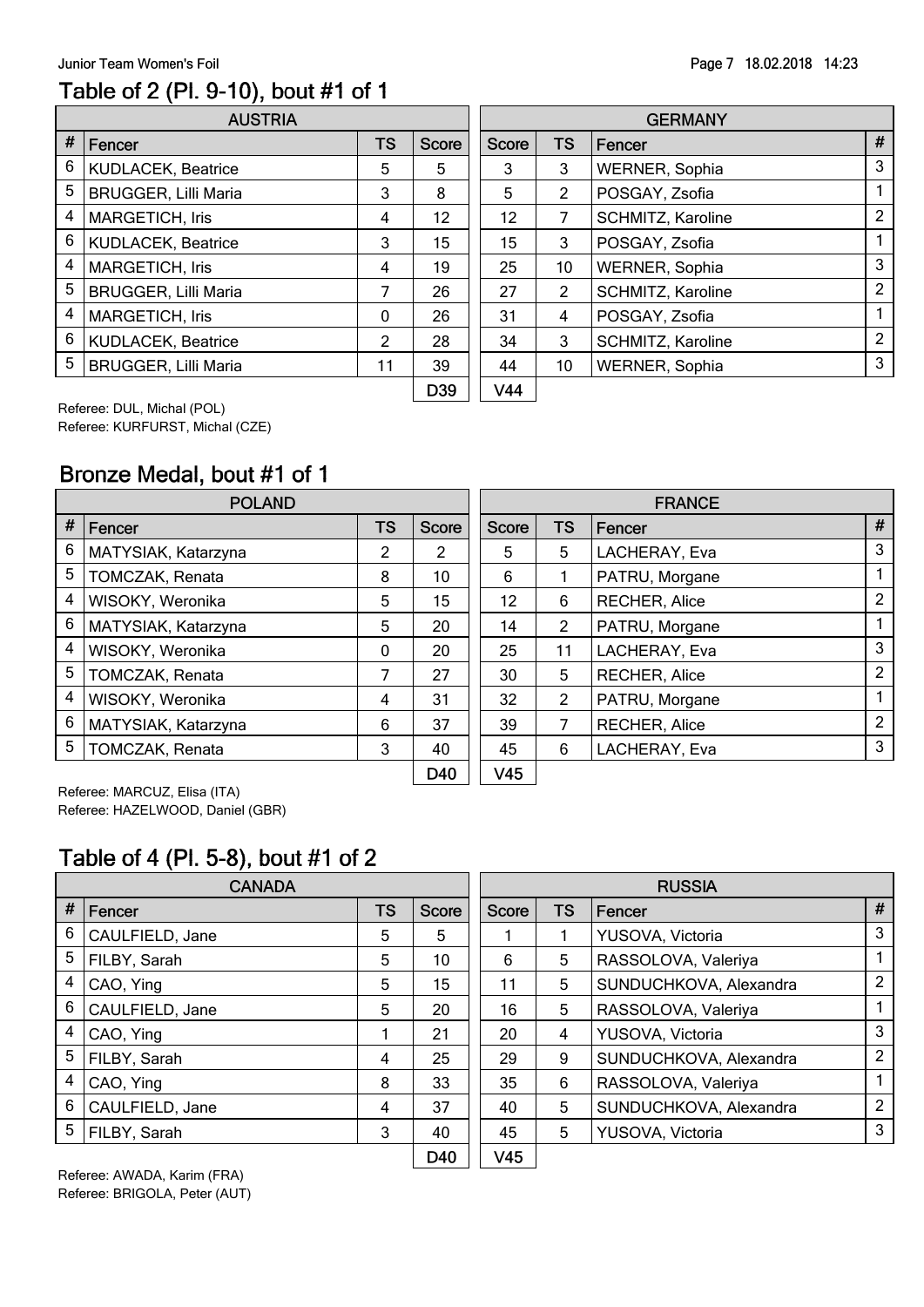## Table of 2 (Pl. 9-10), bout #1 of 1

| # | AUSTRIA Fencer | TS | Score | Score | TS | GERMANY Fencer | # |
|---|---|---|---|---|---|---|---|
| 6 | KUDLACEK, Beatrice | 5 | 5 | 3 | 3 | WERNER, Sophia | 3 |
| 5 | BRUGGER, Lilli Maria | 3 | 8 | 5 | 2 | POSGAY, Zsofia | 1 |
| 4 | MARGETICH, Iris | 4 | 12 | 12 | 7 | SCHMITZ, Karoline | 2 |
| 6 | KUDLACEK, Beatrice | 3 | 15 | 15 | 3 | POSGAY, Zsofia | 1 |
| 4 | MARGETICH, Iris | 4 | 19 | 25 | 10 | WERNER, Sophia | 3 |
| 5 | BRUGGER, Lilli Maria | 7 | 26 | 27 | 2 | SCHMITZ, Karoline | 2 |
| 4 | MARGETICH, Iris | 0 | 26 | 31 | 4 | POSGAY, Zsofia | 1 |
| 6 | KUDLACEK, Beatrice | 2 | 28 | 34 | 3 | SCHMITZ, Karoline | 2 |
| 5 | BRUGGER, Lilli Maria | 11 | 39 | 44 | 10 | WERNER, Sophia | 3 |
| | | | D39 | V44 | | | |

Referee: DUL, Michal (POL)
Referee: KURFURST, Michal (CZE)

## Bronze Medal, bout #1 of 1

| # | POLAND Fencer | TS | Score | Score | TS | FRANCE Fencer | # |
|---|---|---|---|---|---|---|---|
| 6 | MATYSIAK, Katarzyna | 2 | 2 | 5 | 5 | LACHERAY, Eva | 3 |
| 5 | TOMCZAK, Renata | 8 | 10 | 6 | 1 | PATRU, Morgane | 1 |
| 4 | WISOKY, Weronika | 5 | 15 | 12 | 6 | RECHER, Alice | 2 |
| 6 | MATYSIAK, Katarzyna | 5 | 20 | 14 | 2 | PATRU, Morgane | 1 |
| 4 | WISOKY, Weronika | 0 | 20 | 25 | 11 | LACHERAY, Eva | 3 |
| 5 | TOMCZAK, Renata | 7 | 27 | 30 | 5 | RECHER, Alice | 2 |
| 4 | WISOKY, Weronika | 4 | 31 | 32 | 2 | PATRU, Morgane | 1 |
| 6 | MATYSIAK, Katarzyna | 6 | 37 | 39 | 7 | RECHER, Alice | 2 |
| 5 | TOMCZAK, Renata | 3 | 40 | 45 | 6 | LACHERAY, Eva | 3 |
| | | | D40 | V45 | | | |

Referee: MARCUZ, Elisa (ITA)
Referee: HAZELWOOD, Daniel (GBR)

## Table of 4 (Pl. 5-8), bout #1 of 2

| # | CANADA Fencer | TS | Score | Score | TS | RUSSIA Fencer | # |
|---|---|---|---|---|---|---|---|
| 6 | CAULFIELD, Jane | 5 | 5 | 1 | 1 | YUSOVA, Victoria | 3 |
| 5 | FILBY, Sarah | 5 | 10 | 6 | 5 | RASSOLOVA, Valeriya | 1 |
| 4 | CAO, Ying | 5 | 15 | 11 | 5 | SUNDUCHKOVA, Alexandra | 2 |
| 6 | CAULFIELD, Jane | 5 | 20 | 16 | 5 | RASSOLOVA, Valeriya | 1 |
| 4 | CAO, Ying | 1 | 21 | 20 | 4 | YUSOVA, Victoria | 3 |
| 5 | FILBY, Sarah | 4 | 25 | 29 | 9 | SUNDUCHKOVA, Alexandra | 2 |
| 4 | CAO, Ying | 8 | 33 | 35 | 6 | RASSOLOVA, Valeriya | 1 |
| 6 | CAULFIELD, Jane | 4 | 37 | 40 | 5 | SUNDUCHKOVA, Alexandra | 2 |
| 5 | FILBY, Sarah | 3 | 40 | 45 | 5 | YUSOVA, Victoria | 3 |
| | | | D40 | V45 | | | |

Referee: AWADA, Karim (FRA)
Referee: BRIGOLA, Peter (AUT)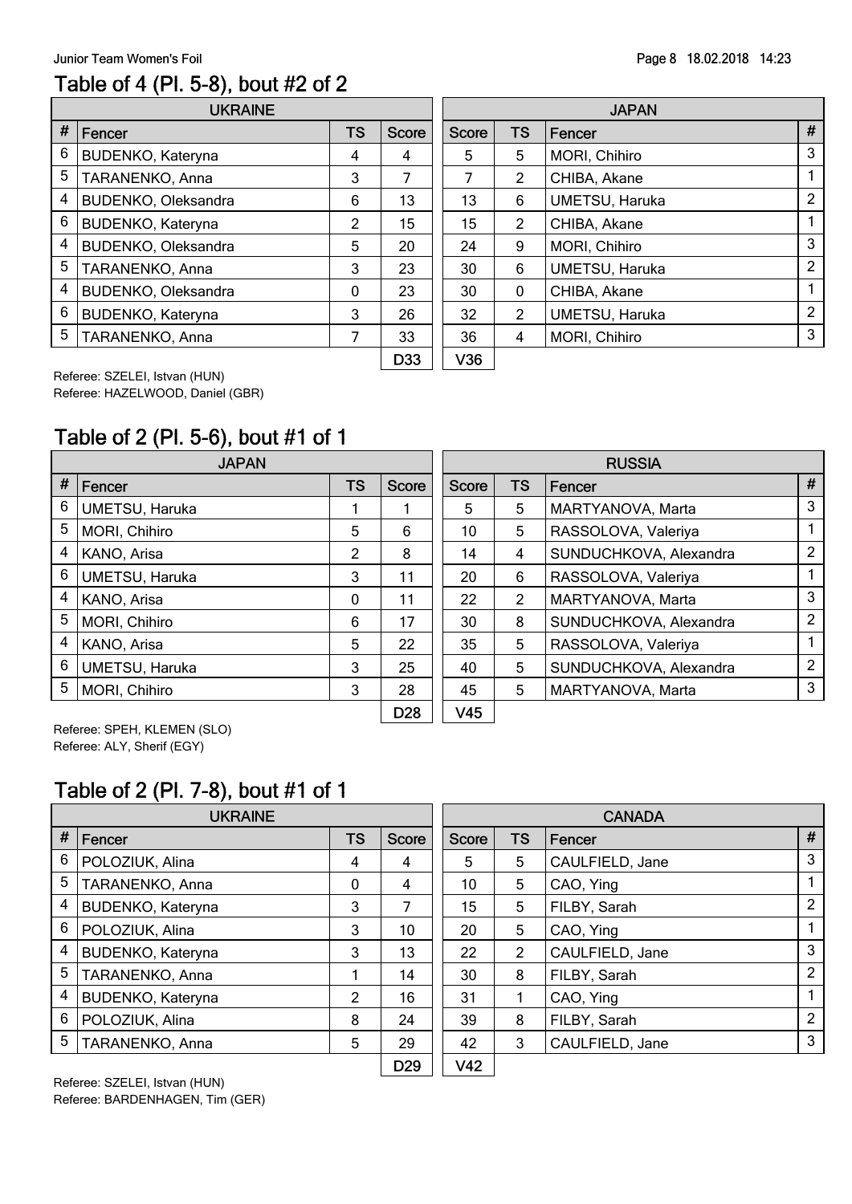## Table of 4 (Pl. 5-8), bout #2 of 2

| # | UKRAINE Fencer | TS | Score | Score | TS | JAPAN Fencer | # |
|---|---|---|---|---|---|---|---|
| 6 | BUDENKO, Kateryna | 4 | 4 | 5 | 5 | MORI, Chihiro | 3 |
| 5 | TARANENKO, Anna | 3 | 7 | 7 | 2 | CHIBA, Akane | 1 |
| 4 | BUDENKO, Oleksandra | 6 | 13 | 13 | 6 | UMETSU, Haruka | 2 |
| 6 | BUDENKO, Kateryna | 2 | 15 | 15 | 2 | CHIBA, Akane | 1 |
| 4 | BUDENKO, Oleksandra | 5 | 20 | 24 | 9 | MORI, Chihiro | 3 |
| 5 | TARANENKO, Anna | 3 | 23 | 30 | 6 | UMETSU, Haruka | 2 |
| 4 | BUDENKO, Oleksandra | 0 | 23 | 30 | 0 | CHIBA, Akane | 1 |
| 6 | BUDENKO, Kateryna | 3 | 26 | 32 | 2 | UMETSU, Haruka | 2 |
| 5 | TARANENKO, Anna | 7 | 33 | 36 | 4 | MORI, Chihiro | 3 |
| | | | D33 | V36 | | | |

Referee: SZELEI, Istvan (HUN)
Referee: HAZELWOOD, Daniel (GBR)

## Table of 2 (Pl. 5-6), bout #1 of 1

| # | JAPAN Fencer | TS | Score | Score | TS | RUSSIA Fencer | # |
|---|---|---|---|---|---|---|---|
| 6 | UMETSU, Haruka | 1 | 1 | 5 | 5 | MARTYANOVA, Marta | 3 |
| 5 | MORI, Chihiro | 5 | 6 | 10 | 5 | RASSOLOVA, Valeriya | 1 |
| 4 | KANO, Arisa | 2 | 8 | 14 | 4 | SUNDUCHKOVA, Alexandra | 2 |
| 6 | UMETSU, Haruka | 3 | 11 | 20 | 6 | RASSOLOVA, Valeriya | 1 |
| 4 | KANO, Arisa | 0 | 11 | 22 | 2 | MARTYANOVA, Marta | 3 |
| 5 | MORI, Chihiro | 6 | 17 | 30 | 8 | SUNDUCHKOVA, Alexandra | 2 |
| 4 | KANO, Arisa | 5 | 22 | 35 | 5 | RASSOLOVA, Valeriya | 1 |
| 6 | UMETSU, Haruka | 3 | 25 | 40 | 5 | SUNDUCHKOVA, Alexandra | 2 |
| 5 | MORI, Chihiro | 3 | 28 | 45 | 5 | MARTYANOVA, Marta | 3 |
| | | | D28 | V45 | | | |

Referee: SPEH, KLEMEN (SLO)
Referee: ALY, Sherif (EGY)

## Table of 2 (Pl. 7-8), bout #1 of 1

| # | UKRAINE Fencer | TS | Score | Score | TS | CANADA Fencer | # |
|---|---|---|---|---|---|---|---|
| 6 | POLOZIUK, Alina | 4 | 4 | 5 | 5 | CAULFIELD, Jane | 3 |
| 5 | TARANENKO, Anna | 0 | 4 | 10 | 5 | CAO, Ying | 1 |
| 4 | BUDENKO, Kateryna | 3 | 7 | 15 | 5 | FILBY, Sarah | 2 |
| 6 | POLOZIUK, Alina | 3 | 10 | 20 | 5 | CAO, Ying | 1 |
| 4 | BUDENKO, Kateryna | 3 | 13 | 22 | 2 | CAULFIELD, Jane | 3 |
| 5 | TARANENKO, Anna | 1 | 14 | 30 | 8 | FILBY, Sarah | 2 |
| 4 | BUDENKO, Kateryna | 2 | 16 | 31 | 1 | CAO, Ying | 1 |
| 6 | POLOZIUK, Alina | 8 | 24 | 39 | 8 | FILBY, Sarah | 2 |
| 5 | TARANENKO, Anna | 5 | 29 | 42 | 3 | CAULFIELD, Jane | 3 |
| | | | D29 | V42 | | | |

Referee: SZELEI, Istvan (HUN)
Referee: BARDENHAGEN, Tim (GER)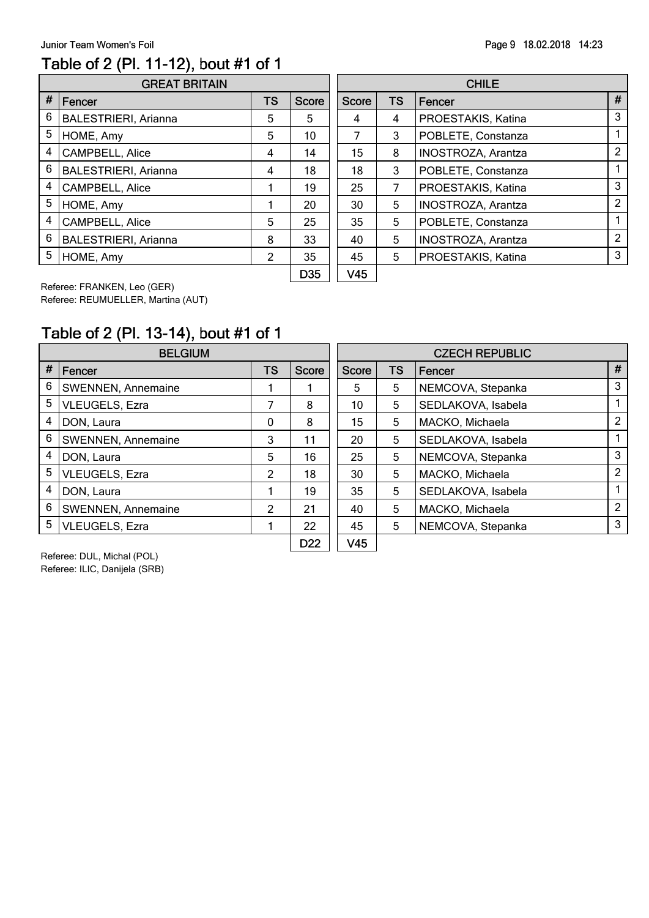## Table of 2 (Pl. 11-12), bout #1 of 1

| GREAT BRITAIN | | | | CHILE | | | |
|---|---|---|---|---|---|---|---|
| # | Fencer | TS | Score | Score | TS | Fencer | # |
| 6 | BALESTRIERI, Arianna | 5 | 5 | 4 | 4 | PROESTAKIS, Katina | 3 |
| 5 | HOME, Amy | 5 | 10 | 7 | 3 | POBLETE, Constanza | 1 |
| 4 | CAMPBELL, Alice | 4 | 14 | 15 | 8 | INOSTROZA, Arantza | 2 |
| 6 | BALESTRIERI, Arianna | 4 | 18 | 18 | 3 | POBLETE, Constanza | 1 |
| 4 | CAMPBELL, Alice | 1 | 19 | 25 | 7 | PROESTAKIS, Katina | 3 |
| 5 | HOME, Amy | 1 | 20 | 30 | 5 | INOSTROZA, Arantza | 2 |
| 4 | CAMPBELL, Alice | 5 | 25 | 35 | 5 | POBLETE, Constanza | 1 |
| 6 | BALESTRIERI, Arianna | 8 | 33 | 40 | 5 | INOSTROZA, Arantza | 2 |
| 5 | HOME, Amy | 2 | 35 | 45 | 5 | PROESTAKIS, Katina | 3 |
| | | | D35 | V45 | | | |

Referee: FRANKEN, Leo (GER)
Referee: REUMUELLER, Martina (AUT)

## Table of 2 (Pl. 13-14), bout #1 of 1

| BELGIUM | | | | CZECH REPUBLIC | | | |
|---|---|---|---|---|---|---|---|
| # | Fencer | TS | Score | Score | TS | Fencer | # |
| 6 | SWENNEN, Annemaine | 1 | 1 | 5 | 5 | NEMCOVA, Stepanka | 3 |
| 5 | VLEUGELS, Ezra | 7 | 8 | 10 | 5 | SEDLAKOVA, Isabela | 1 |
| 4 | DON, Laura | 0 | 8 | 15 | 5 | MACKO, Michaela | 2 |
| 6 | SWENNEN, Annemaine | 3 | 11 | 20 | 5 | SEDLAKOVA, Isabela | 1 |
| 4 | DON, Laura | 5 | 16 | 25 | 5 | NEMCOVA, Stepanka | 3 |
| 5 | VLEUGELS, Ezra | 2 | 18 | 30 | 5 | MACKO, Michaela | 2 |
| 4 | DON, Laura | 1 | 19 | 35 | 5 | SEDLAKOVA, Isabela | 1 |
| 6 | SWENNEN, Annemaine | 2 | 21 | 40 | 5 | MACKO, Michaela | 2 |
| 5 | VLEUGELS, Ezra | 1 | 22 | 45 | 5 | NEMCOVA, Stepanka | 3 |
| | | | D22 | V45 | | | |

Referee: DUL, Michal (POL)
Referee: ILIC, Danijela (SRB)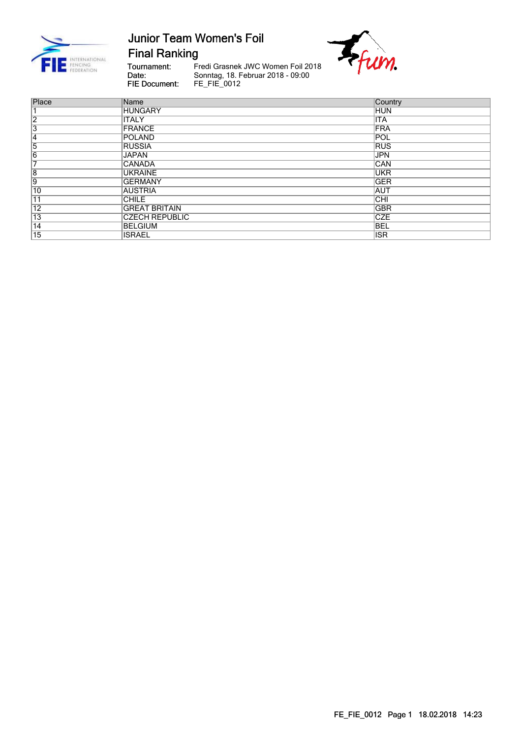# Junior Team Women's Foil

## Final Ranking

Tournament: Fredi Grasnek JWC Women Foil 2018
Date: Sonntag, 18. Februar 2018 - 09:00
FIE Document: FE_FIE_0012

| Place | Name | Country |
|---|---|---|
| 1 | HUNGARY | HUN |
| 2 | ITALY | ITA |
| 3 | FRANCE | FRA |
| 4 | POLAND | POL |
| 5 | RUSSIA | RUS |
| 6 | JAPAN | JPN |
| 7 | CANADA | CAN |
| 8 | UKRAINE | UKR |
| 9 | GERMANY | GER |
| 10 | AUSTRIA | AUT |
| 11 | CHILE | CHI |
| 12 | GREAT BRITAIN | GBR |
| 13 | CZECH REPUBLIC | CZE |
| 14 | BELGIUM | BEL |
| 15 | ISRAEL | ISR |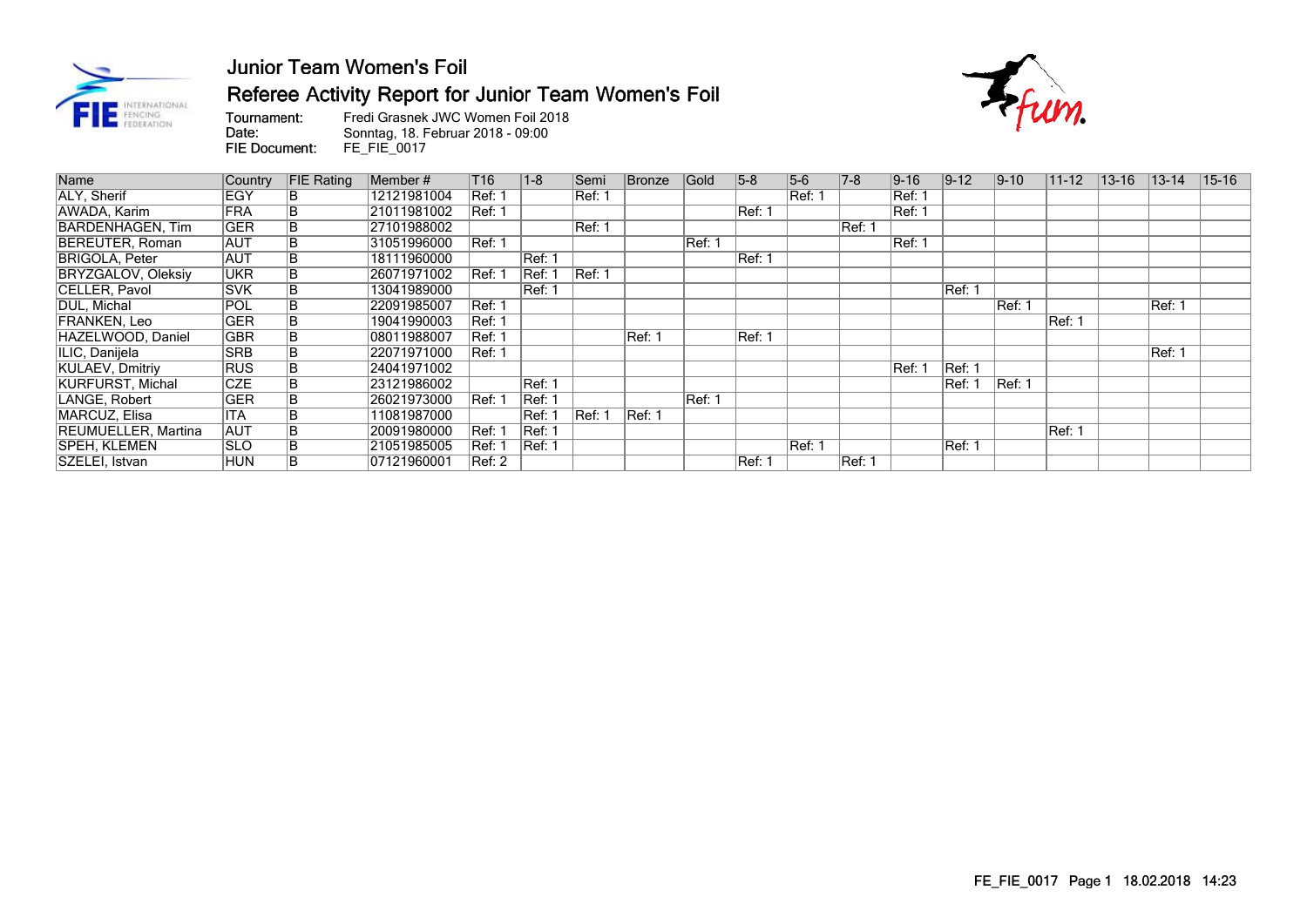# Junior Team Women's Foil

## Referee Activity Report for Junior Team Women's Foil

**Tournament:** Fredi Grasnek JWC Women Foil 2018
**Date:** Sonntag, 18. Februar 2018 - 09:00
**FIE Document:** FE_FIE_0017

| Name | Country | FIE Rating | Member # | T16 | 1-8 | Semi | Bronze | Gold | 5-8 | 5-6 | 7-8 | 9-16 | 9-12 | 9-10 | 11-12 | 13-16 | 13-14 | 15-16 |
|---|---|---|---|---|---|---|---|---|---|---|---|---|---|---|---|---|---|---|
| ALY, Sherif | EGY | B | 12121981004 | Ref: 1 | | Ref: 1 | | | | Ref: 1 | | Ref: 1 | | | | | | |
| AWADA, Karim | FRA | B | 21011981002 | Ref: 1 | | | | | Ref: 1 | | | Ref: 1 | | | | | | |
| BARDENHAGEN, Tim | GER | B | 27101988002 | | | Ref: 1 | | | | | Ref: 1 | | | | | | | |
| BEREUTER, Roman | AUT | B | 31051996000 | Ref: 1 | | | | Ref: 1 | | | | Ref: 1 | | | | | | |
| BRIGOLA, Peter | AUT | B | 18111960000 | | Ref: 1 | | | | Ref: 1 | | | | | | | | | |
| BRYZGALOV, Oleksiy | UKR | B | 26071971002 | Ref: 1 | Ref: 1 | Ref: 1 | | | | | | | | | | | | |
| CELLER, Pavol | SVK | B | 13041989000 | | Ref: 1 | | | | | | | | Ref: 1 | | | | | |
| DUL, Michal | POL | B | 22091985007 | Ref: 1 | | | | | | | | | | Ref: 1 | | | Ref: 1 | |
| FRANKEN, Leo | GER | B | 19041990003 | Ref: 1 | | | | | | | | | | | Ref: 1 | | | |
| HAZELWOOD, Daniel | GBR | B | 08011988007 | Ref: 1 | | | Ref: 1 | | Ref: 1 | | | | | | | | | |
| ILIC, Danijela | SRB | B | 22071971000 | Ref: 1 | | | | | | | | | | | | | Ref: 1 | |
| KULAEV, Dmitriy | RUS | B | 24041971002 | | | | | | | | | Ref: 1 | Ref: 1 | | | | | |
| KURFURST, Michal | CZE | B | 23121986002 | | Ref: 1 | | | | | | | | Ref: 1 | Ref: 1 | | | | |
| LANGE, Robert | GER | B | 26021973000 | Ref: 1 | Ref: 1 | | | Ref: 1 | | | | | | | | | | |
| MARCUZ, Elisa | ITA | B | 11081987000 | | Ref: 1 | Ref: 1 | Ref: 1 | | | | | | | | | | | |
| REUMUELLER, Martina | AUT | B | 20091980000 | Ref: 1 | Ref: 1 | | | | | | | | | | Ref: 1 | | | |
| SPEH, KLEMEN | SLO | B | 21051985005 | Ref: 1 | Ref: 1 | | | | | Ref: 1 | | | Ref: 1 | | | | | |
| SZELEI, Istvan | HUN | B | 07121960001 | Ref: 2 | | | | | Ref: 1 | | Ref: 1 | | | | | | | |